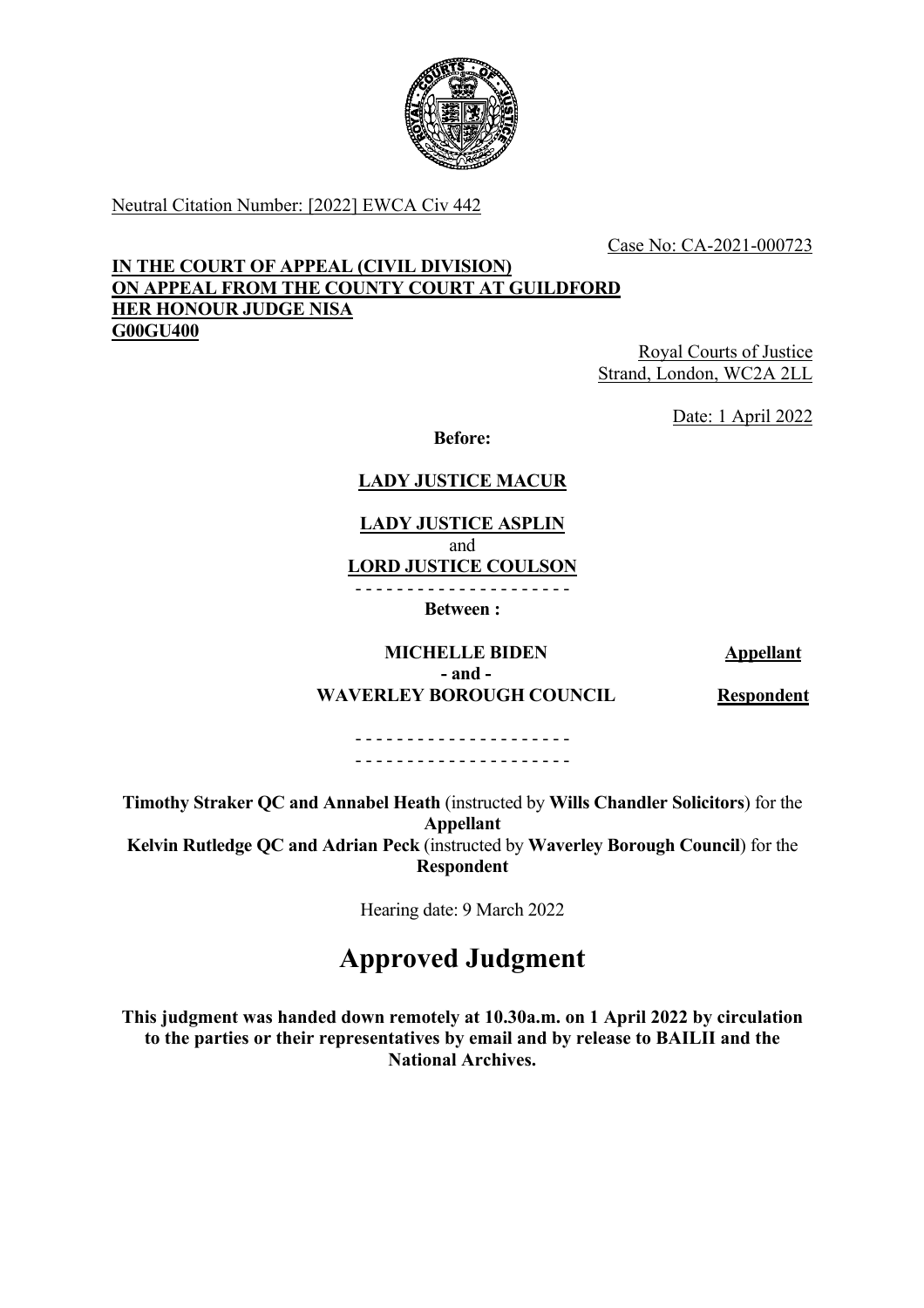Neutral Citation Number: [2022] EWCA Civ 442

Case No: CA-2021-000723

**IN THE COURT OF APPEAL (CIVIL DIVISION)**
**ON APPEAL FROM THE COUNTY COURT AT GUILDFORD**
**HER HONOUR JUDGE NISA**
**G00GU400**

Royal Courts of Justice
Strand, London, WC2A 2LL

Date: 1 April 2022

**Before:**

**LADY JUSTICE MACUR**

**LADY JUSTICE ASPLIN**
and
**LORD JUSTICE COULSON**

- - - - - - - - - - - - - - - - - - - - -

**Between :**

| | |
|---|---|
| **MICHELLE BIDEN** | **Appellant** |
| **- and -** | |
| **WAVERLEY BOROUGH COUNCIL** | **Respondent** |

- - - - - - - - - - - - - - - - - - - - -
- - - - - - - - - - - - - - - - - - - - -

**Timothy Straker QC and Annabel Heath** (instructed by **Wills Chandler Solicitors**) for the **Appellant**
**Kelvin Rutledge QC and Adrian Peck** (instructed by **Waverley Borough Council**) for the **Respondent**

Hearing date: 9 March 2022

# Approved Judgment

**This judgment was handed down remotely at 10.30a.m. on 1 April 2022 by circulation to the parties or their representatives by email and by release to BAILII and the National Archives.**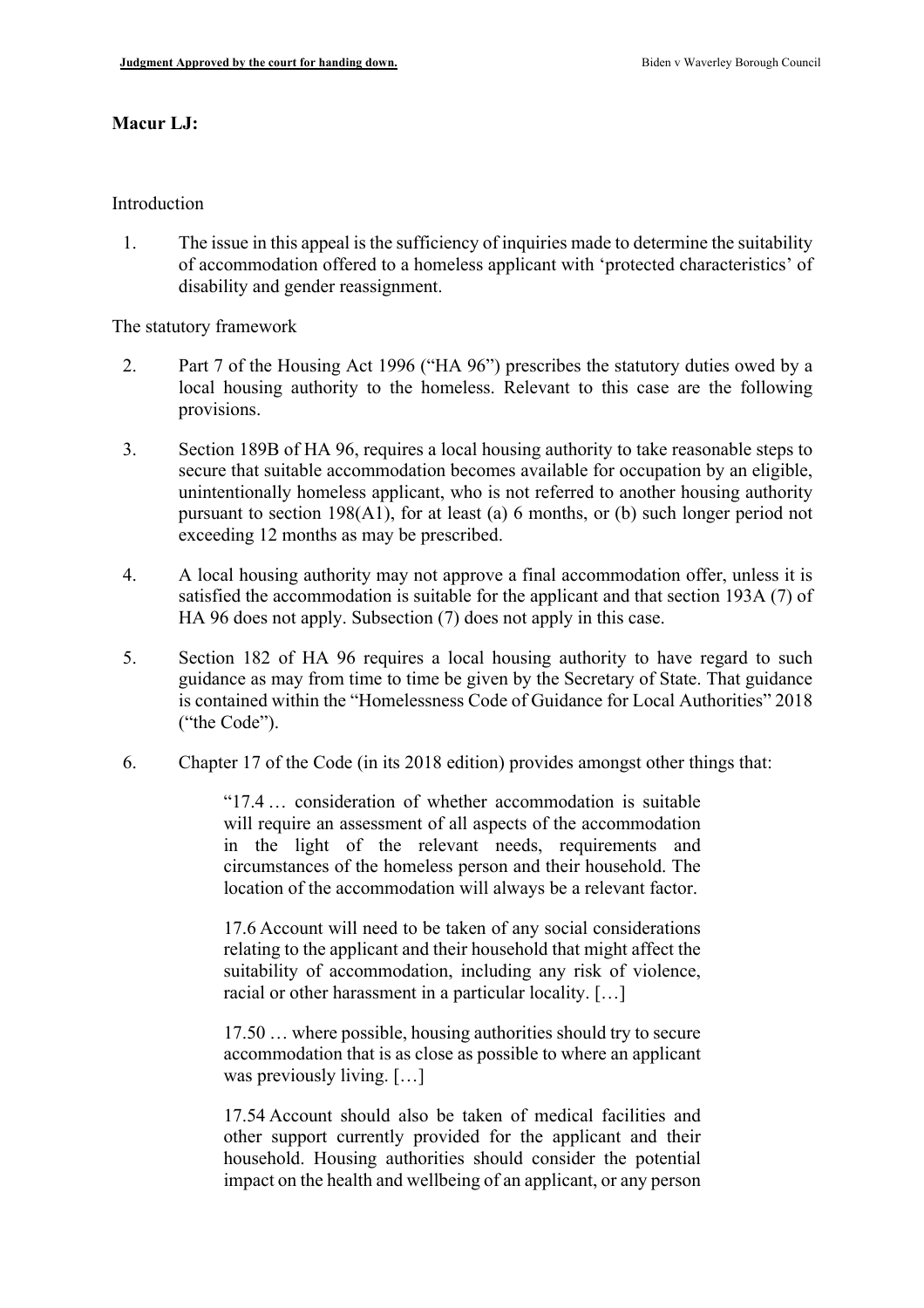**Macur LJ:**

Introduction

1. The issue in this appeal is the sufficiency of inquiries made to determine the suitability of accommodation offered to a homeless applicant with 'protected characteristics' of disability and gender reassignment.

The statutory framework

2. Part 7 of the Housing Act 1996 ("HA 96") prescribes the statutory duties owed by a local housing authority to the homeless. Relevant to this case are the following provisions.

3. Section 189B of HA 96, requires a local housing authority to take reasonable steps to secure that suitable accommodation becomes available for occupation by an eligible, unintentionally homeless applicant, who is not referred to another housing authority pursuant to section 198(A1), for at least (a) 6 months, or (b) such longer period not exceeding 12 months as may be prescribed.

4. A local housing authority may not approve a final accommodation offer, unless it is satisfied the accommodation is suitable for the applicant and that section 193A (7) of HA 96 does not apply. Subsection (7) does not apply in this case.

5. Section 182 of HA 96 requires a local housing authority to have regard to such guidance as may from time to time be given by the Secretary of State. That guidance is contained within the "Homelessness Code of Guidance for Local Authorities" 2018 ("the Code").

6. Chapter 17 of the Code (in its 2018 edition) provides amongst other things that:

> "17.4 … consideration of whether accommodation is suitable will require an assessment of all aspects of the accommodation in the light of the relevant needs, requirements and circumstances of the homeless person and their household. The location of the accommodation will always be a relevant factor.
>
> 17.6 Account will need to be taken of any social considerations relating to the applicant and their household that might affect the suitability of accommodation, including any risk of violence, racial or other harassment in a particular locality. […]
>
> 17.50 … where possible, housing authorities should try to secure accommodation that is as close as possible to where an applicant was previously living. […]
>
> 17.54 Account should also be taken of medical facilities and other support currently provided for the applicant and their household. Housing authorities should consider the potential impact on the health and wellbeing of an applicant, or any person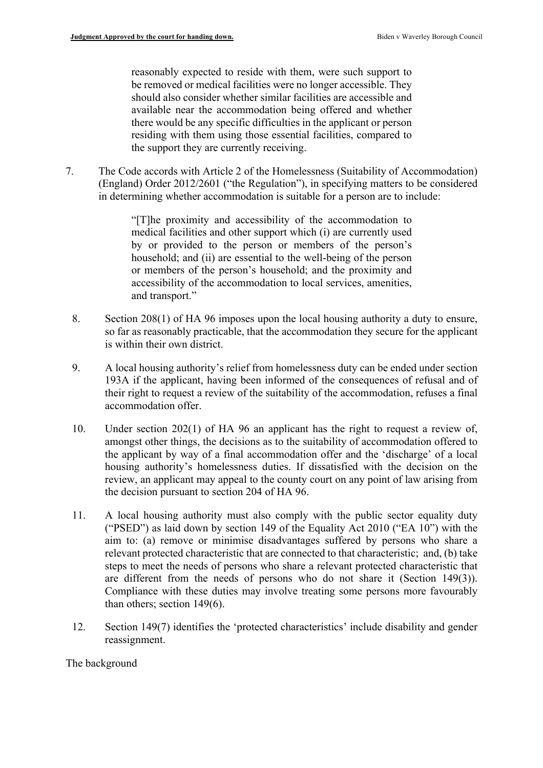> reasonably expected to reside with them, were such support to be removed or medical facilities were no longer accessible. They should also consider whether similar facilities are accessible and available near the accommodation being offered and whether there would be any specific difficulties in the applicant or person residing with them using those essential facilities, compared to the support they are currently receiving.

7. The Code accords with Article 2 of the Homelessness (Suitability of Accommodation) (England) Order 2012/2601 ("the Regulation"), in specifying matters to be considered in determining whether accommodation is suitable for a person are to include:

> "[T]he proximity and accessibility of the accommodation to medical facilities and other support which (i) are currently used by or provided to the person or members of the person's household; and (ii) are essential to the well-being of the person or members of the person's household; and the proximity and accessibility of the accommodation to local services, amenities, and transport."

8. Section 208(1) of HA 96 imposes upon the local housing authority a duty to ensure, so far as reasonably practicable, that the accommodation they secure for the applicant is within their own district.

9. A local housing authority's relief from homelessness duty can be ended under section 193A if the applicant, having been informed of the consequences of refusal and of their right to request a review of the suitability of the accommodation, refuses a final accommodation offer.

10. Under section 202(1) of HA 96 an applicant has the right to request a review of, amongst other things, the decisions as to the suitability of accommodation offered to the applicant by way of a final accommodation offer and the 'discharge' of a local housing authority's homelessness duties. If dissatisfied with the decision on the review, an applicant may appeal to the county court on any point of law arising from the decision pursuant to section 204 of HA 96.

11. A local housing authority must also comply with the public sector equality duty ("PSED") as laid down by section 149 of the Equality Act 2010 ("EA 10") with the aim to: (a) remove or minimise disadvantages suffered by persons who share a relevant protected characteristic that are connected to that characteristic; and, (b) take steps to meet the needs of persons who share a relevant protected characteristic that are different from the needs of persons who do not share it (Section 149(3)). Compliance with these duties may involve treating some persons more favourably than others; section 149(6).

12. Section 149(7) identifies the 'protected characteristics' include disability and gender reassignment.

The background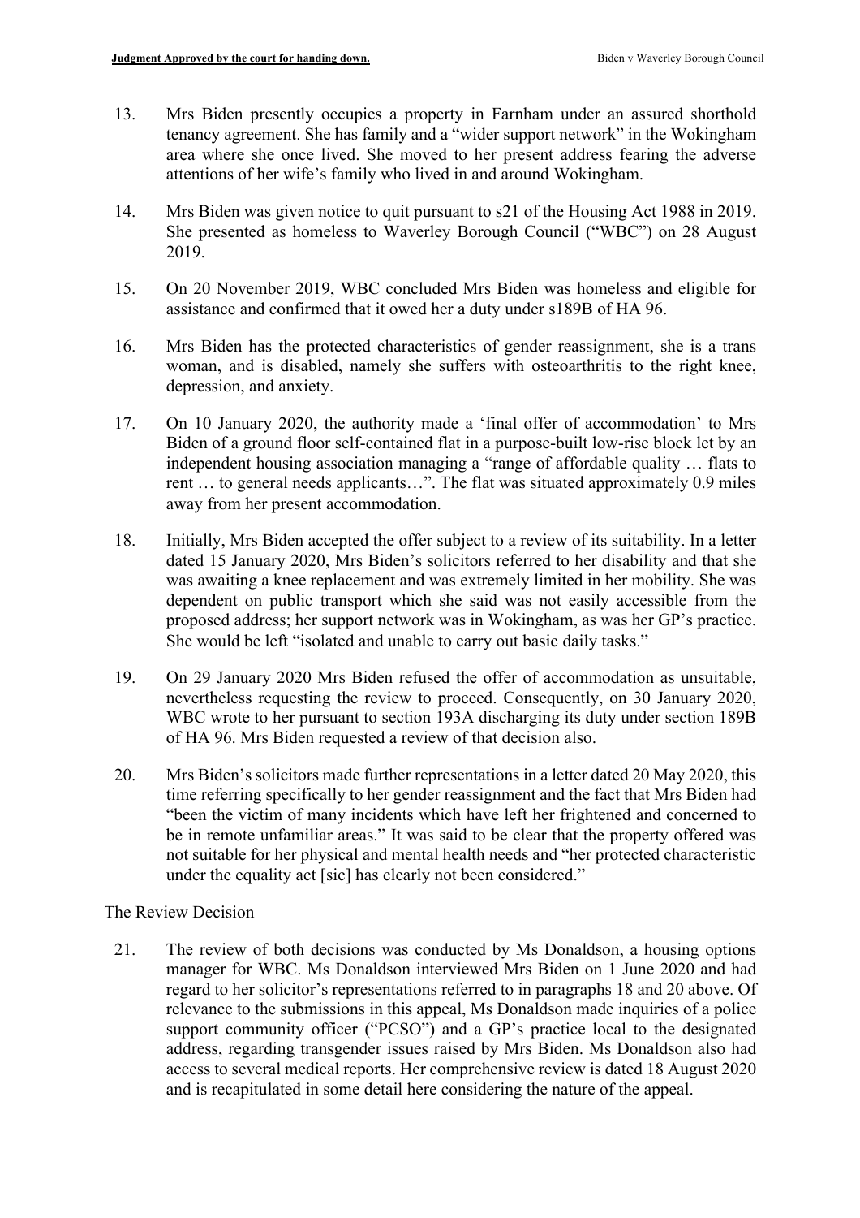13. Mrs Biden presently occupies a property in Farnham under an assured shorthold tenancy agreement. She has family and a "wider support network" in the Wokingham area where she once lived. She moved to her present address fearing the adverse attentions of her wife's family who lived in and around Wokingham.

14. Mrs Biden was given notice to quit pursuant to s21 of the Housing Act 1988 in 2019. She presented as homeless to Waverley Borough Council ("WBC") on 28 August 2019.

15. On 20 November 2019, WBC concluded Mrs Biden was homeless and eligible for assistance and confirmed that it owed her a duty under s189B of HA 96.

16. Mrs Biden has the protected characteristics of gender reassignment, she is a trans woman, and is disabled, namely she suffers with osteoarthritis to the right knee, depression, and anxiety.

17. On 10 January 2020, the authority made a 'final offer of accommodation' to Mrs Biden of a ground floor self-contained flat in a purpose-built low-rise block let by an independent housing association managing a "range of affordable quality … flats to rent … to general needs applicants…". The flat was situated approximately 0.9 miles away from her present accommodation.

18. Initially, Mrs Biden accepted the offer subject to a review of its suitability. In a letter dated 15 January 2020, Mrs Biden's solicitors referred to her disability and that she was awaiting a knee replacement and was extremely limited in her mobility. She was dependent on public transport which she said was not easily accessible from the proposed address; her support network was in Wokingham, as was her GP's practice. She would be left "isolated and unable to carry out basic daily tasks."

19. On 29 January 2020 Mrs Biden refused the offer of accommodation as unsuitable, nevertheless requesting the review to proceed. Consequently, on 30 January 2020, WBC wrote to her pursuant to section 193A discharging its duty under section 189B of HA 96. Mrs Biden requested a review of that decision also.

20. Mrs Biden's solicitors made further representations in a letter dated 20 May 2020, this time referring specifically to her gender reassignment and the fact that Mrs Biden had "been the victim of many incidents which have left her frightened and concerned to be in remote unfamiliar areas." It was said to be clear that the property offered was not suitable for her physical and mental health needs and "her protected characteristic under the equality act [sic] has clearly not been considered."

The Review Decision

21. The review of both decisions was conducted by Ms Donaldson, a housing options manager for WBC. Ms Donaldson interviewed Mrs Biden on 1 June 2020 and had regard to her solicitor's representations referred to in paragraphs 18 and 20 above. Of relevance to the submissions in this appeal, Ms Donaldson made inquiries of a police support community officer ("PCSO") and a GP's practice local to the designated address, regarding transgender issues raised by Mrs Biden. Ms Donaldson also had access to several medical reports. Her comprehensive review is dated 18 August 2020 and is recapitulated in some detail here considering the nature of the appeal.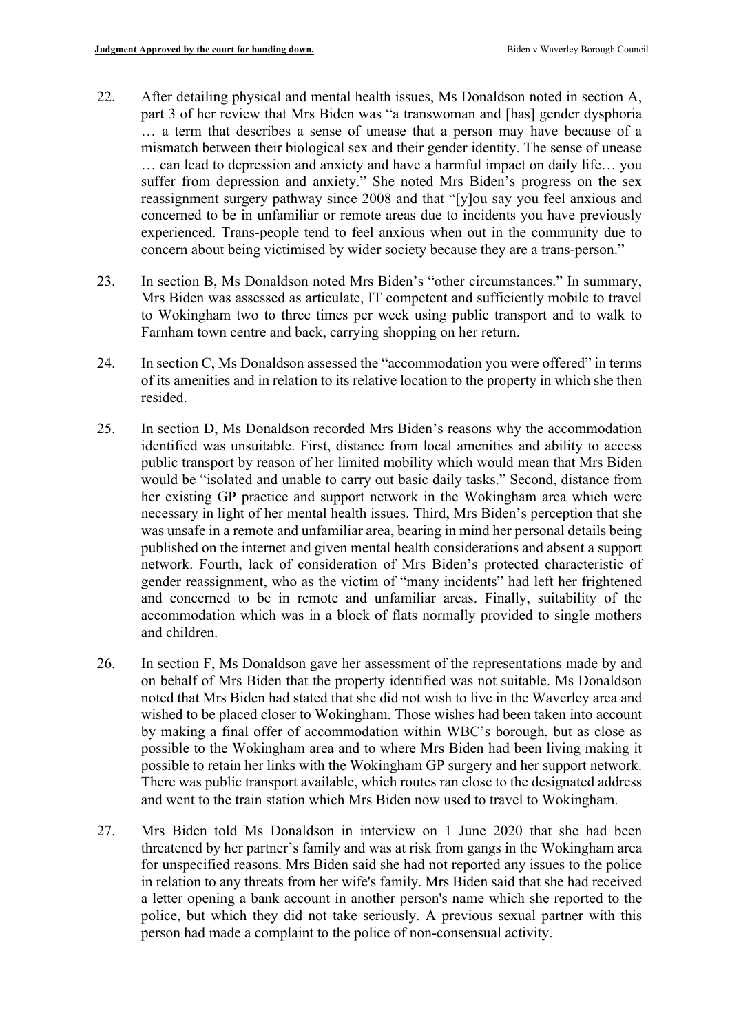22. After detailing physical and mental health issues, Ms Donaldson noted in section A, part 3 of her review that Mrs Biden was "a transwoman and [has] gender dysphoria … a term that describes a sense of unease that a person may have because of a mismatch between their biological sex and their gender identity. The sense of unease … can lead to depression and anxiety and have a harmful impact on daily life… you suffer from depression and anxiety." She noted Mrs Biden's progress on the sex reassignment surgery pathway since 2008 and that "[y]ou say you feel anxious and concerned to be in unfamiliar or remote areas due to incidents you have previously experienced. Trans-people tend to feel anxious when out in the community due to concern about being victimised by wider society because they are a trans-person."

23. In section B, Ms Donaldson noted Mrs Biden's "other circumstances." In summary, Mrs Biden was assessed as articulate, IT competent and sufficiently mobile to travel to Wokingham two to three times per week using public transport and to walk to Farnham town centre and back, carrying shopping on her return.

24. In section C, Ms Donaldson assessed the "accommodation you were offered" in terms of its amenities and in relation to its relative location to the property in which she then resided.

25. In section D, Ms Donaldson recorded Mrs Biden's reasons why the accommodation identified was unsuitable. First, distance from local amenities and ability to access public transport by reason of her limited mobility which would mean that Mrs Biden would be "isolated and unable to carry out basic daily tasks." Second, distance from her existing GP practice and support network in the Wokingham area which were necessary in light of her mental health issues. Third, Mrs Biden's perception that she was unsafe in a remote and unfamiliar area, bearing in mind her personal details being published on the internet and given mental health considerations and absent a support network. Fourth, lack of consideration of Mrs Biden's protected characteristic of gender reassignment, who as the victim of "many incidents" had left her frightened and concerned to be in remote and unfamiliar areas. Finally, suitability of the accommodation which was in a block of flats normally provided to single mothers and children.

26. In section F, Ms Donaldson gave her assessment of the representations made by and on behalf of Mrs Biden that the property identified was not suitable. Ms Donaldson noted that Mrs Biden had stated that she did not wish to live in the Waverley area and wished to be placed closer to Wokingham. Those wishes had been taken into account by making a final offer of accommodation within WBC's borough, but as close as possible to the Wokingham area and to where Mrs Biden had been living making it possible to retain her links with the Wokingham GP surgery and her support network. There was public transport available, which routes ran close to the designated address and went to the train station which Mrs Biden now used to travel to Wokingham.

27. Mrs Biden told Ms Donaldson in interview on 1 June 2020 that she had been threatened by her partner's family and was at risk from gangs in the Wokingham area for unspecified reasons. Mrs Biden said she had not reported any issues to the police in relation to any threats from her wife's family. Mrs Biden said that she had received a letter opening a bank account in another person's name which she reported to the police, but which they did not take seriously. A previous sexual partner with this person had made a complaint to the police of non-consensual activity.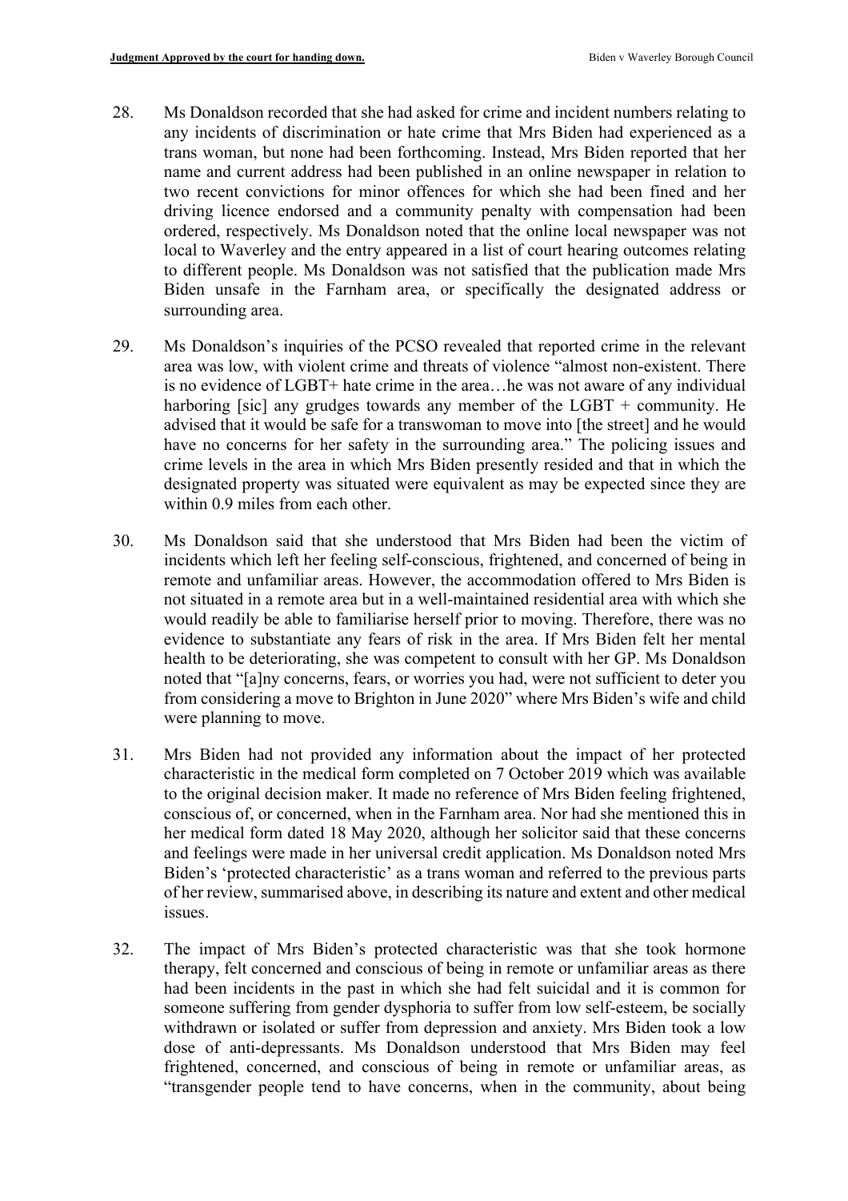28. Ms Donaldson recorded that she had asked for crime and incident numbers relating to any incidents of discrimination or hate crime that Mrs Biden had experienced as a trans woman, but none had been forthcoming. Instead, Mrs Biden reported that her name and current address had been published in an online newspaper in relation to two recent convictions for minor offences for which she had been fined and her driving licence endorsed and a community penalty with compensation had been ordered, respectively. Ms Donaldson noted that the online local newspaper was not local to Waverley and the entry appeared in a list of court hearing outcomes relating to different people. Ms Donaldson was not satisfied that the publication made Mrs Biden unsafe in the Farnham area, or specifically the designated address or surrounding area.

29. Ms Donaldson's inquiries of the PCSO revealed that reported crime in the relevant area was low, with violent crime and threats of violence "almost non-existent. There is no evidence of LGBT+ hate crime in the area…he was not aware of any individual harboring [sic] any grudges towards any member of the LGBT + community. He advised that it would be safe for a transwoman to move into [the street] and he would have no concerns for her safety in the surrounding area." The policing issues and crime levels in the area in which Mrs Biden presently resided and that in which the designated property was situated were equivalent as may be expected since they are within 0.9 miles from each other.

30. Ms Donaldson said that she understood that Mrs Biden had been the victim of incidents which left her feeling self-conscious, frightened, and concerned of being in remote and unfamiliar areas. However, the accommodation offered to Mrs Biden is not situated in a remote area but in a well-maintained residential area with which she would readily be able to familiarise herself prior to moving. Therefore, there was no evidence to substantiate any fears of risk in the area. If Mrs Biden felt her mental health to be deteriorating, she was competent to consult with her GP. Ms Donaldson noted that "[a]ny concerns, fears, or worries you had, were not sufficient to deter you from considering a move to Brighton in June 2020" where Mrs Biden's wife and child were planning to move.

31. Mrs Biden had not provided any information about the impact of her protected characteristic in the medical form completed on 7 October 2019 which was available to the original decision maker. It made no reference of Mrs Biden feeling frightened, conscious of, or concerned, when in the Farnham area. Nor had she mentioned this in her medical form dated 18 May 2020, although her solicitor said that these concerns and feelings were made in her universal credit application. Ms Donaldson noted Mrs Biden's 'protected characteristic' as a trans woman and referred to the previous parts of her review, summarised above, in describing its nature and extent and other medical issues.

32. The impact of Mrs Biden's protected characteristic was that she took hormone therapy, felt concerned and conscious of being in remote or unfamiliar areas as there had been incidents in the past in which she had felt suicidal and it is common for someone suffering from gender dysphoria to suffer from low self-esteem, be socially withdrawn or isolated or suffer from depression and anxiety. Mrs Biden took a low dose of anti-depressants. Ms Donaldson understood that Mrs Biden may feel frightened, concerned, and conscious of being in remote or unfamiliar areas, as "transgender people tend to have concerns, when in the community, about being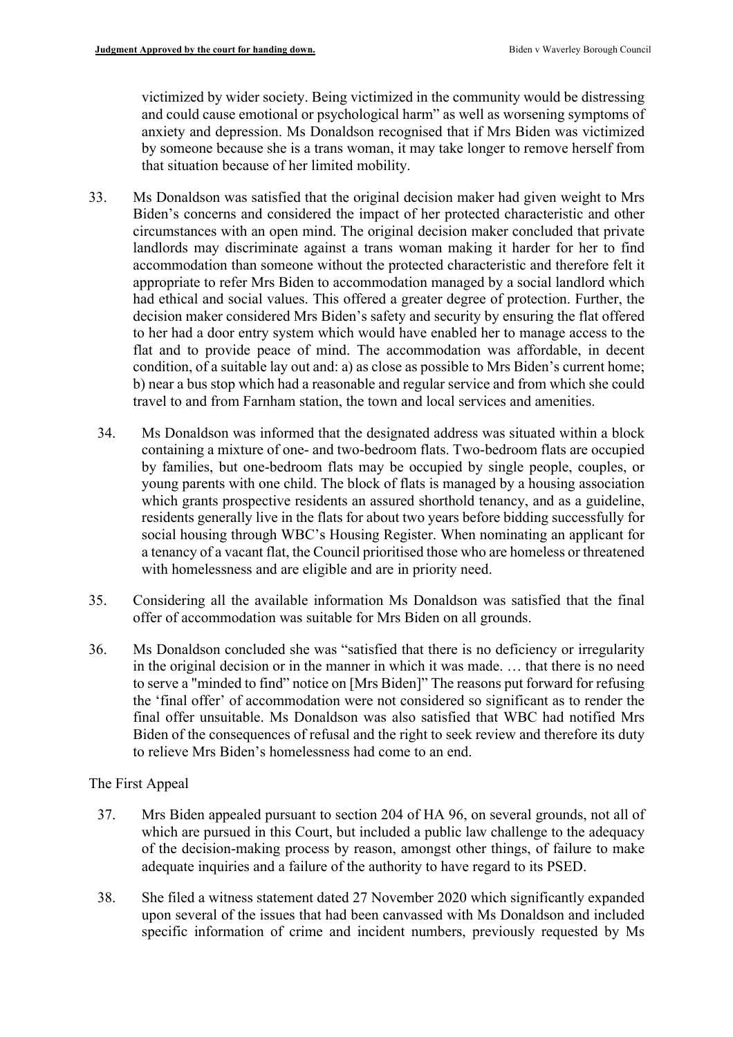victimized by wider society. Being victimized in the community would be distressing and could cause emotional or psychological harm" as well as worsening symptoms of anxiety and depression. Ms Donaldson recognised that if Mrs Biden was victimized by someone because she is a trans woman, it may take longer to remove herself from that situation because of her limited mobility.

33. Ms Donaldson was satisfied that the original decision maker had given weight to Mrs Biden's concerns and considered the impact of her protected characteristic and other circumstances with an open mind. The original decision maker concluded that private landlords may discriminate against a trans woman making it harder for her to find accommodation than someone without the protected characteristic and therefore felt it appropriate to refer Mrs Biden to accommodation managed by a social landlord which had ethical and social values. This offered a greater degree of protection. Further, the decision maker considered Mrs Biden's safety and security by ensuring the flat offered to her had a door entry system which would have enabled her to manage access to the flat and to provide peace of mind. The accommodation was affordable, in decent condition, of a suitable lay out and: a) as close as possible to Mrs Biden's current home; b) near a bus stop which had a reasonable and regular service and from which she could travel to and from Farnham station, the town and local services and amenities.

34. Ms Donaldson was informed that the designated address was situated within a block containing a mixture of one- and two-bedroom flats. Two-bedroom flats are occupied by families, but one-bedroom flats may be occupied by single people, couples, or young parents with one child. The block of flats is managed by a housing association which grants prospective residents an assured shorthold tenancy, and as a guideline, residents generally live in the flats for about two years before bidding successfully for social housing through WBC's Housing Register. When nominating an applicant for a tenancy of a vacant flat, the Council prioritised those who are homeless or threatened with homelessness and are eligible and are in priority need.

35. Considering all the available information Ms Donaldson was satisfied that the final offer of accommodation was suitable for Mrs Biden on all grounds.

36. Ms Donaldson concluded she was "satisfied that there is no deficiency or irregularity in the original decision or in the manner in which it was made. … that there is no need to serve a "minded to find" notice on [Mrs Biden]" The reasons put forward for refusing the 'final offer' of accommodation were not considered so significant as to render the final offer unsuitable. Ms Donaldson was also satisfied that WBC had notified Mrs Biden of the consequences of refusal and the right to seek review and therefore its duty to relieve Mrs Biden's homelessness had come to an end.

The First Appeal

37. Mrs Biden appealed pursuant to section 204 of HA 96, on several grounds, not all of which are pursued in this Court, but included a public law challenge to the adequacy of the decision-making process by reason, amongst other things, of failure to make adequate inquiries and a failure of the authority to have regard to its PSED.

38. She filed a witness statement dated 27 November 2020 which significantly expanded upon several of the issues that had been canvassed with Ms Donaldson and included specific information of crime and incident numbers, previously requested by Ms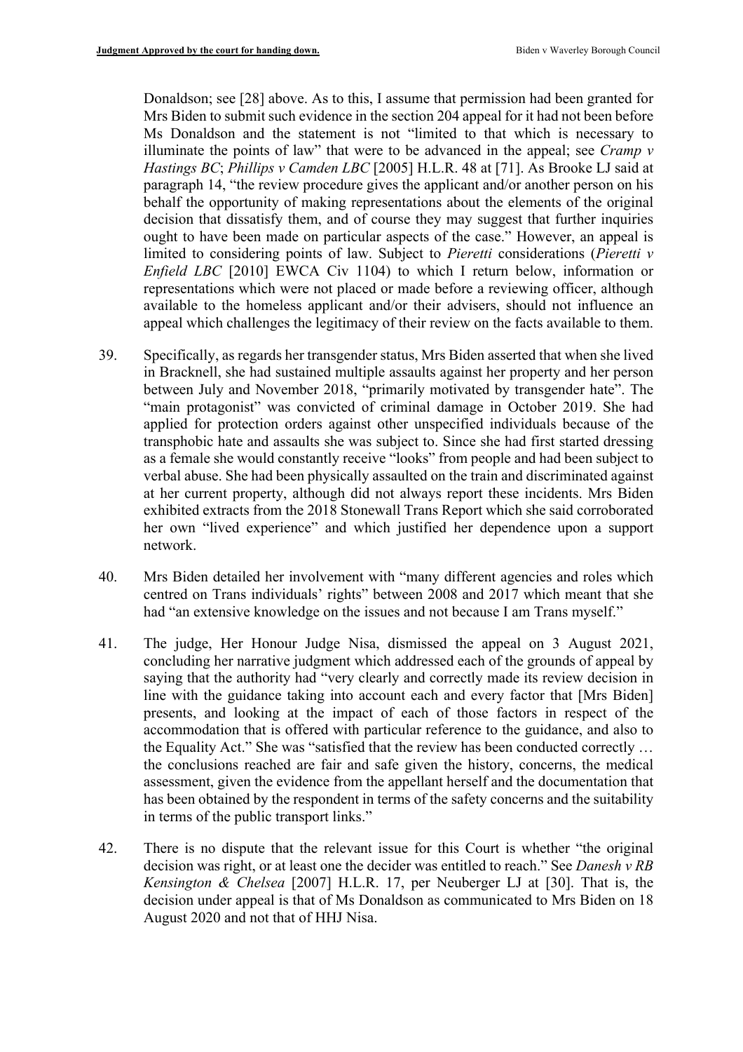Donaldson; see [28] above. As to this, I assume that permission had been granted for Mrs Biden to submit such evidence in the section 204 appeal for it had not been before Ms Donaldson and the statement is not "limited to that which is necessary to illuminate the points of law" that were to be advanced in the appeal; see *Cramp v Hastings BC*; *Phillips v Camden LBC* [2005] H.L.R. 48 at [71]. As Brooke LJ said at paragraph 14, "the review procedure gives the applicant and/or another person on his behalf the opportunity of making representations about the elements of the original decision that dissatisfy them, and of course they may suggest that further inquiries ought to have been made on particular aspects of the case." However, an appeal is limited to considering points of law. Subject to *Pieretti* considerations (*Pieretti v Enfield LBC* [2010] EWCA Civ 1104) to which I return below, information or representations which were not placed or made before a reviewing officer, although available to the homeless applicant and/or their advisers, should not influence an appeal which challenges the legitimacy of their review on the facts available to them.

39. Specifically, as regards her transgender status, Mrs Biden asserted that when she lived in Bracknell, she had sustained multiple assaults against her property and her person between July and November 2018, "primarily motivated by transgender hate". The "main protagonist" was convicted of criminal damage in October 2019. She had applied for protection orders against other unspecified individuals because of the transphobic hate and assaults she was subject to. Since she had first started dressing as a female she would constantly receive "looks" from people and had been subject to verbal abuse. She had been physically assaulted on the train and discriminated against at her current property, although did not always report these incidents. Mrs Biden exhibited extracts from the 2018 Stonewall Trans Report which she said corroborated her own "lived experience" and which justified her dependence upon a support network.

40. Mrs Biden detailed her involvement with "many different agencies and roles which centred on Trans individuals' rights" between 2008 and 2017 which meant that she had "an extensive knowledge on the issues and not because I am Trans myself."

41. The judge, Her Honour Judge Nisa, dismissed the appeal on 3 August 2021, concluding her narrative judgment which addressed each of the grounds of appeal by saying that the authority had "very clearly and correctly made its review decision in line with the guidance taking into account each and every factor that [Mrs Biden] presents, and looking at the impact of each of those factors in respect of the accommodation that is offered with particular reference to the guidance, and also to the Equality Act." She was "satisfied that the review has been conducted correctly … the conclusions reached are fair and safe given the history, concerns, the medical assessment, given the evidence from the appellant herself and the documentation that has been obtained by the respondent in terms of the safety concerns and the suitability in terms of the public transport links."

42. There is no dispute that the relevant issue for this Court is whether "the original decision was right, or at least one the decider was entitled to reach." See *Danesh v RB Kensington & Chelsea* [2007] H.L.R. 17, per Neuberger LJ at [30]. That is, the decision under appeal is that of Ms Donaldson as communicated to Mrs Biden on 18 August 2020 and not that of HHJ Nisa.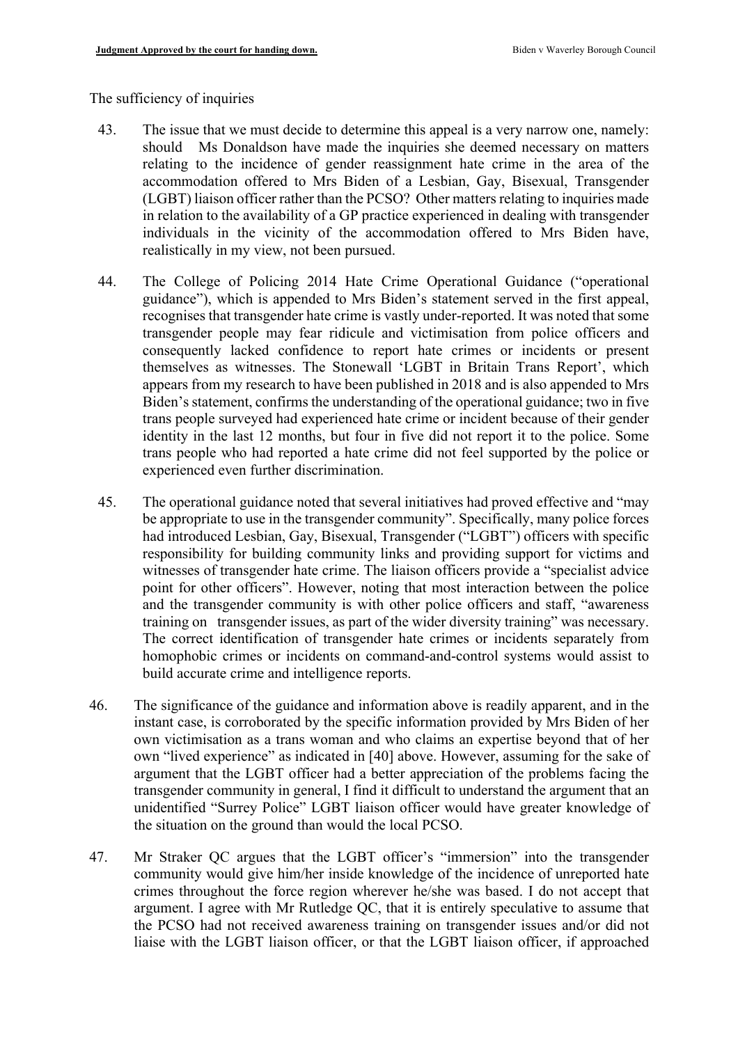The sufficiency of inquiries

43. The issue that we must decide to determine this appeal is a very narrow one, namely: should Ms Donaldson have made the inquiries she deemed necessary on matters relating to the incidence of gender reassignment hate crime in the area of the accommodation offered to Mrs Biden of a Lesbian, Gay, Bisexual, Transgender (LGBT) liaison officer rather than the PCSO? Other matters relating to inquiries made in relation to the availability of a GP practice experienced in dealing with transgender individuals in the vicinity of the accommodation offered to Mrs Biden have, realistically in my view, not been pursued.

44. The College of Policing 2014 Hate Crime Operational Guidance ("operational guidance"), which is appended to Mrs Biden's statement served in the first appeal, recognises that transgender hate crime is vastly under-reported. It was noted that some transgender people may fear ridicule and victimisation from police officers and consequently lacked confidence to report hate crimes or incidents or present themselves as witnesses. The Stonewall 'LGBT in Britain Trans Report', which appears from my research to have been published in 2018 and is also appended to Mrs Biden's statement, confirms the understanding of the operational guidance; two in five trans people surveyed had experienced hate crime or incident because of their gender identity in the last 12 months, but four in five did not report it to the police. Some trans people who had reported a hate crime did not feel supported by the police or experienced even further discrimination.

45. The operational guidance noted that several initiatives had proved effective and "may be appropriate to use in the transgender community". Specifically, many police forces had introduced Lesbian, Gay, Bisexual, Transgender ("LGBT") officers with specific responsibility for building community links and providing support for victims and witnesses of transgender hate crime. The liaison officers provide a "specialist advice point for other officers". However, noting that most interaction between the police and the transgender community is with other police officers and staff, "awareness training on transgender issues, as part of the wider diversity training" was necessary. The correct identification of transgender hate crimes or incidents separately from homophobic crimes or incidents on command-and-control systems would assist to build accurate crime and intelligence reports.

46. The significance of the guidance and information above is readily apparent, and in the instant case, is corroborated by the specific information provided by Mrs Biden of her own victimisation as a trans woman and who claims an expertise beyond that of her own "lived experience" as indicated in [40] above. However, assuming for the sake of argument that the LGBT officer had a better appreciation of the problems facing the transgender community in general, I find it difficult to understand the argument that an unidentified "Surrey Police" LGBT liaison officer would have greater knowledge of the situation on the ground than would the local PCSO.

47. Mr Straker QC argues that the LGBT officer's "immersion" into the transgender community would give him/her inside knowledge of the incidence of unreported hate crimes throughout the force region wherever he/she was based. I do not accept that argument. I agree with Mr Rutledge QC, that it is entirely speculative to assume that the PCSO had not received awareness training on transgender issues and/or did not liaise with the LGBT liaison officer, or that the LGBT liaison officer, if approached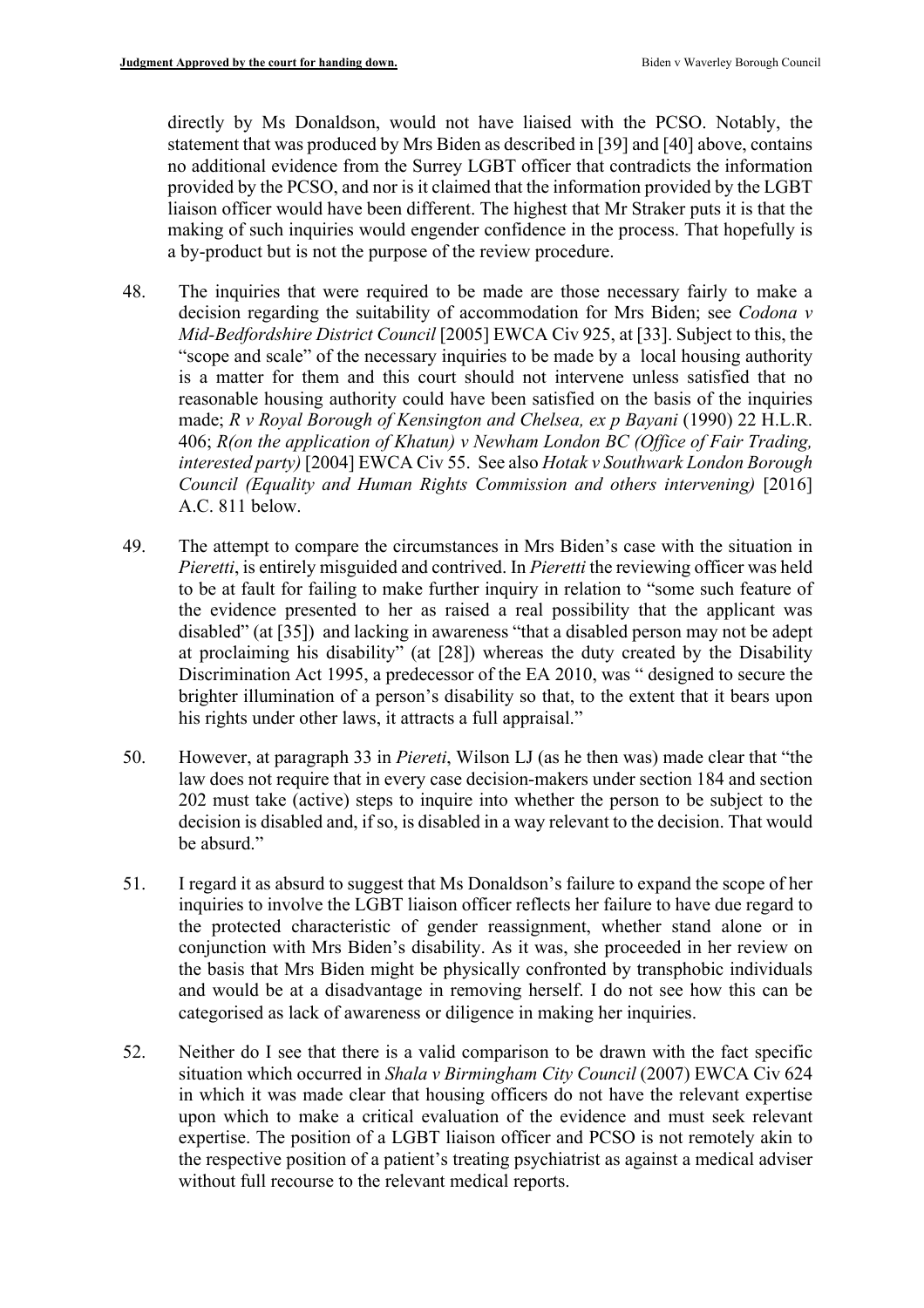directly by Ms Donaldson, would not have liaised with the PCSO. Notably, the statement that was produced by Mrs Biden as described in [39] and [40] above, contains no additional evidence from the Surrey LGBT officer that contradicts the information provided by the PCSO, and nor is it claimed that the information provided by the LGBT liaison officer would have been different. The highest that Mr Straker puts it is that the making of such inquiries would engender confidence in the process. That hopefully is a by-product but is not the purpose of the review procedure.

48. The inquiries that were required to be made are those necessary fairly to make a decision regarding the suitability of accommodation for Mrs Biden; see *Codona v Mid-Bedfordshire District Council* [2005] EWCA Civ 925, at [33]. Subject to this, the "scope and scale" of the necessary inquiries to be made by a local housing authority is a matter for them and this court should not intervene unless satisfied that no reasonable housing authority could have been satisfied on the basis of the inquiries made; *R v Royal Borough of Kensington and Chelsea, ex p Bayani* (1990) 22 H.L.R. 406; *R(on the application of Khatun) v Newham London BC (Office of Fair Trading, interested party)* [2004] EWCA Civ 55. See also *Hotak v Southwark London Borough Council (Equality and Human Rights Commission and others intervening)* [2016] A.C. 811 below.

49. The attempt to compare the circumstances in Mrs Biden's case with the situation in *Pieretti*, is entirely misguided and contrived. In *Pieretti* the reviewing officer was held to be at fault for failing to make further inquiry in relation to "some such feature of the evidence presented to her as raised a real possibility that the applicant was disabled" (at [35]) and lacking in awareness "that a disabled person may not be adept at proclaiming his disability" (at [28]) whereas the duty created by the Disability Discrimination Act 1995, a predecessor of the EA 2010, was " designed to secure the brighter illumination of a person's disability so that, to the extent that it bears upon his rights under other laws, it attracts a full appraisal."

50. However, at paragraph 33 in *Piereti*, Wilson LJ (as he then was) made clear that "the law does not require that in every case decision-makers under section 184 and section 202 must take (active) steps to inquire into whether the person to be subject to the decision is disabled and, if so, is disabled in a way relevant to the decision. That would be absurd."

51. I regard it as absurd to suggest that Ms Donaldson's failure to expand the scope of her inquiries to involve the LGBT liaison officer reflects her failure to have due regard to the protected characteristic of gender reassignment, whether stand alone or in conjunction with Mrs Biden's disability. As it was, she proceeded in her review on the basis that Mrs Biden might be physically confronted by transphobic individuals and would be at a disadvantage in removing herself. I do not see how this can be categorised as lack of awareness or diligence in making her inquiries.

52. Neither do I see that there is a valid comparison to be drawn with the fact specific situation which occurred in *Shala v Birmingham City Council* (2007) EWCA Civ 624 in which it was made clear that housing officers do not have the relevant expertise upon which to make a critical evaluation of the evidence and must seek relevant expertise. The position of a LGBT liaison officer and PCSO is not remotely akin to the respective position of a patient's treating psychiatrist as against a medical adviser without full recourse to the relevant medical reports.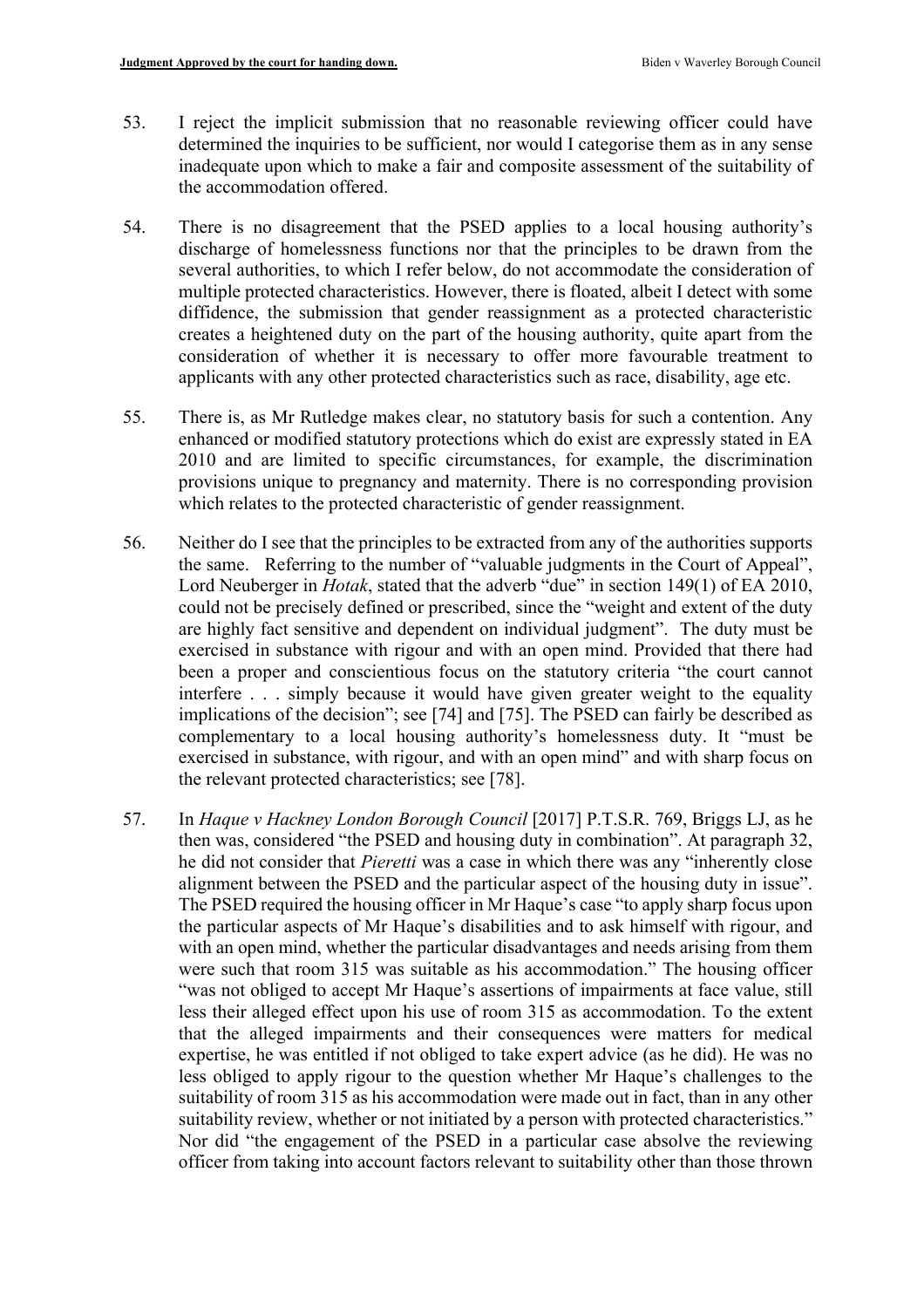53. I reject the implicit submission that no reasonable reviewing officer could have determined the inquiries to be sufficient, nor would I categorise them as in any sense inadequate upon which to make a fair and composite assessment of the suitability of the accommodation offered.

54. There is no disagreement that the PSED applies to a local housing authority's discharge of homelessness functions nor that the principles to be drawn from the several authorities, to which I refer below, do not accommodate the consideration of multiple protected characteristics. However, there is floated, albeit I detect with some diffidence, the submission that gender reassignment as a protected characteristic creates a heightened duty on the part of the housing authority, quite apart from the consideration of whether it is necessary to offer more favourable treatment to applicants with any other protected characteristics such as race, disability, age etc.

55. There is, as Mr Rutledge makes clear, no statutory basis for such a contention. Any enhanced or modified statutory protections which do exist are expressly stated in EA 2010 and are limited to specific circumstances, for example, the discrimination provisions unique to pregnancy and maternity. There is no corresponding provision which relates to the protected characteristic of gender reassignment.

56. Neither do I see that the principles to be extracted from any of the authorities supports the same. Referring to the number of "valuable judgments in the Court of Appeal", Lord Neuberger in *Hotak*, stated that the adverb "due" in section 149(1) of EA 2010, could not be precisely defined or prescribed, since the "weight and extent of the duty are highly fact sensitive and dependent on individual judgment". The duty must be exercised in substance with rigour and with an open mind. Provided that there had been a proper and conscientious focus on the statutory criteria "the court cannot interfere . . . simply because it would have given greater weight to the equality implications of the decision"; see [74] and [75]. The PSED can fairly be described as complementary to a local housing authority's homelessness duty. It "must be exercised in substance, with rigour, and with an open mind" and with sharp focus on the relevant protected characteristics; see [78].

57. In *Haque v Hackney London Borough Council* [2017] P.T.S.R. 769, Briggs LJ, as he then was, considered "the PSED and housing duty in combination". At paragraph 32, he did not consider that *Pieretti* was a case in which there was any "inherently close alignment between the PSED and the particular aspect of the housing duty in issue". The PSED required the housing officer in Mr Haque's case "to apply sharp focus upon the particular aspects of Mr Haque's disabilities and to ask himself with rigour, and with an open mind, whether the particular disadvantages and needs arising from them were such that room 315 was suitable as his accommodation." The housing officer "was not obliged to accept Mr Haque's assertions of impairments at face value, still less their alleged effect upon his use of room 315 as accommodation. To the extent that the alleged impairments and their consequences were matters for medical expertise, he was entitled if not obliged to take expert advice (as he did). He was no less obliged to apply rigour to the question whether Mr Haque's challenges to the suitability of room 315 as his accommodation were made out in fact, than in any other suitability review, whether or not initiated by a person with protected characteristics." Nor did "the engagement of the PSED in a particular case absolve the reviewing officer from taking into account factors relevant to suitability other than those thrown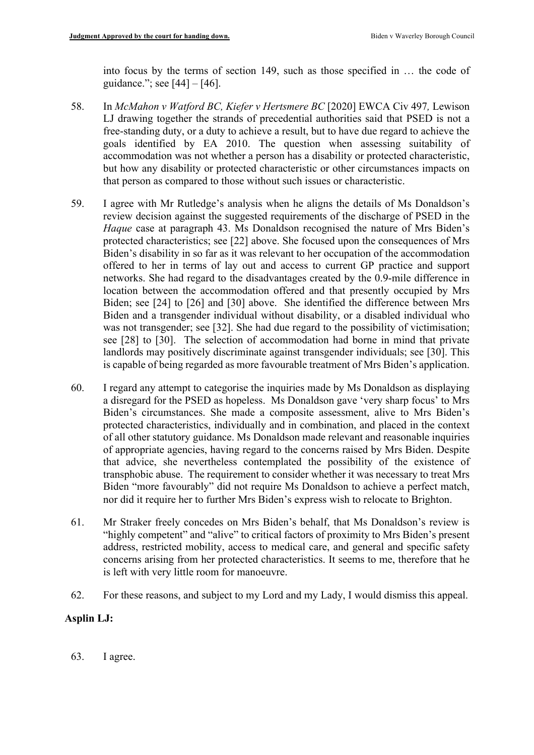into focus by the terms of section 149, such as those specified in … the code of guidance."; see [44] – [46].

58. In *McMahon v Watford BC, Kiefer v Hertsmere BC* [2020] EWCA Civ 497*,* Lewison LJ drawing together the strands of precedential authorities said that PSED is not a free-standing duty, or a duty to achieve a result, but to have due regard to achieve the goals identified by EA 2010. The question when assessing suitability of accommodation was not whether a person has a disability or protected characteristic, but how any disability or protected characteristic or other circumstances impacts on that person as compared to those without such issues or characteristic.

59. I agree with Mr Rutledge's analysis when he aligns the details of Ms Donaldson's review decision against the suggested requirements of the discharge of PSED in the *Haque* case at paragraph 43. Ms Donaldson recognised the nature of Mrs Biden's protected characteristics; see [22] above. She focused upon the consequences of Mrs Biden's disability in so far as it was relevant to her occupation of the accommodation offered to her in terms of lay out and access to current GP practice and support networks. She had regard to the disadvantages created by the 0.9-mile difference in location between the accommodation offered and that presently occupied by Mrs Biden; see [24] to [26] and [30] above. She identified the difference between Mrs Biden and a transgender individual without disability, or a disabled individual who was not transgender; see [32]. She had due regard to the possibility of victimisation; see [28] to [30]. The selection of accommodation had borne in mind that private landlords may positively discriminate against transgender individuals; see [30]. This is capable of being regarded as more favourable treatment of Mrs Biden's application.

60. I regard any attempt to categorise the inquiries made by Ms Donaldson as displaying a disregard for the PSED as hopeless. Ms Donaldson gave 'very sharp focus' to Mrs Biden's circumstances. She made a composite assessment, alive to Mrs Biden's protected characteristics, individually and in combination, and placed in the context of all other statutory guidance. Ms Donaldson made relevant and reasonable inquiries of appropriate agencies, having regard to the concerns raised by Mrs Biden. Despite that advice, she nevertheless contemplated the possibility of the existence of transphobic abuse. The requirement to consider whether it was necessary to treat Mrs Biden "more favourably" did not require Ms Donaldson to achieve a perfect match, nor did it require her to further Mrs Biden's express wish to relocate to Brighton.

61. Mr Straker freely concedes on Mrs Biden's behalf, that Ms Donaldson's review is "highly competent" and "alive" to critical factors of proximity to Mrs Biden's present address, restricted mobility, access to medical care, and general and specific safety concerns arising from her protected characteristics. It seems to me, therefore that he is left with very little room for manoeuvre.

62. For these reasons, and subject to my Lord and my Lady, I would dismiss this appeal.

**Asplin LJ:**

63. I agree.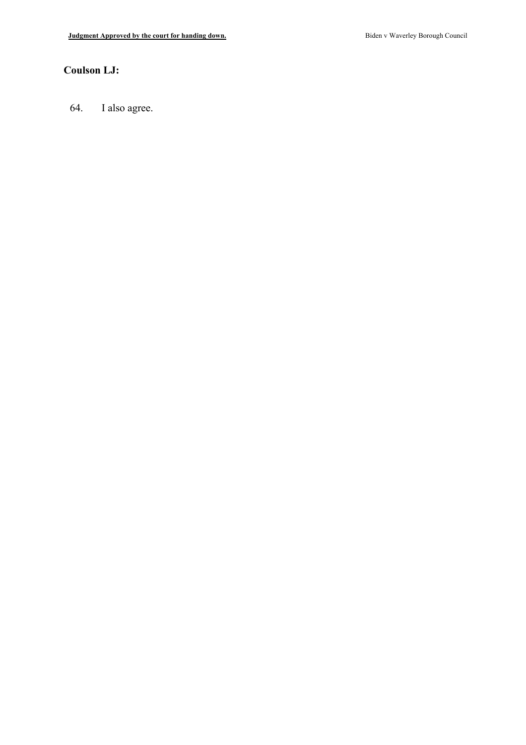**Coulson LJ:**

64. I also agree.